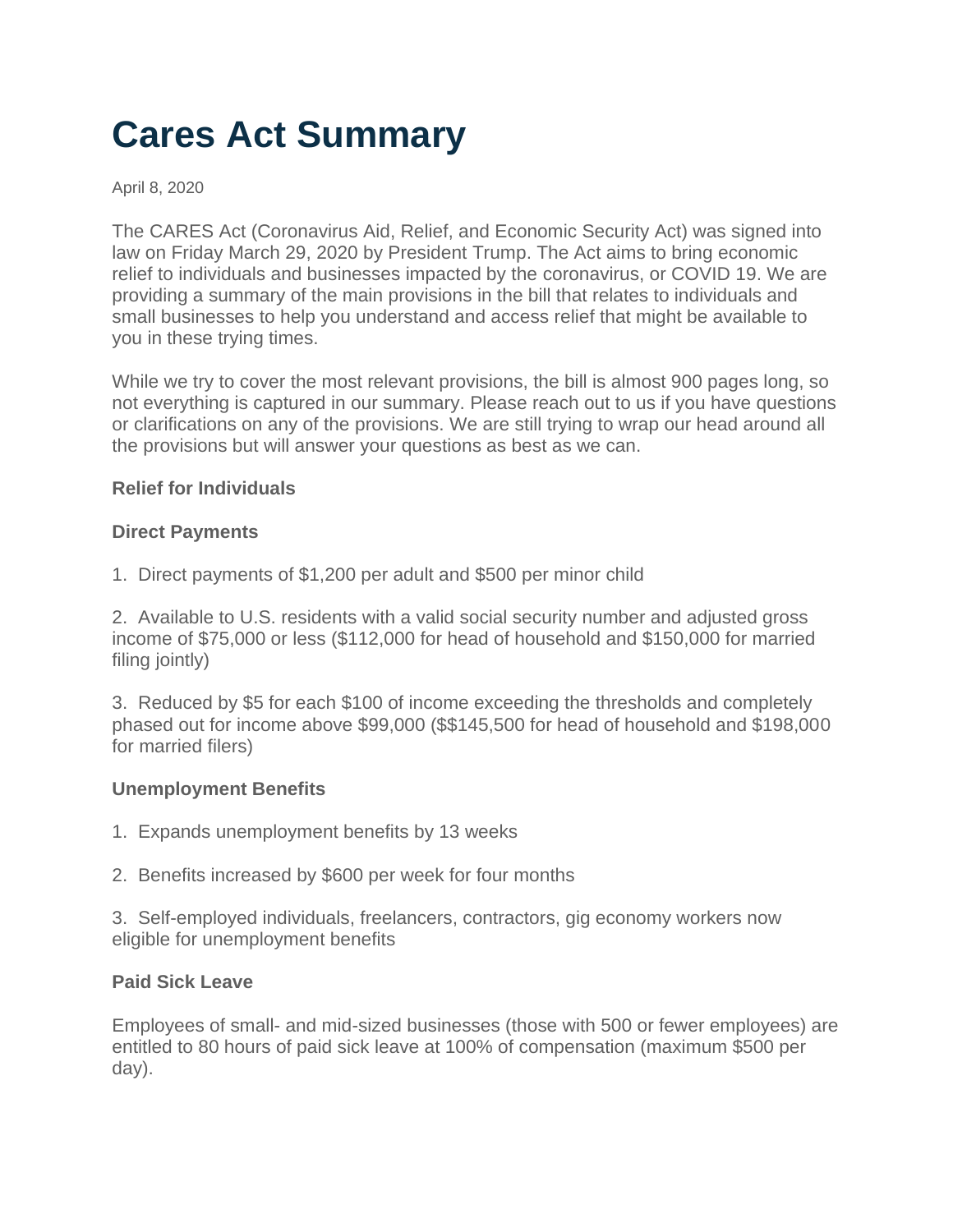# Cares Act Summary

April 8, 2020

The CARES Act (Coronavirus Aid, Relief, and Economic Security Act) was signed into law on Friday March 29, 2020 by President Trump. The Act aims to bring economic relief to individuals and businesses impacted by the coronavirus, or COVID 19. We are providing a summary of the main provisions in the bill that relates to individuals and small businesses to help you understand and access relief that might be available to you in these trying times.

While we try to cover the most relevant provisions, the bill is almost 900 pages long, so not everything is captured in our summary. Please reach out to us if you have questions or clarifications on any of the provisions. We are still trying to wrap our head around all the provisions but will answer your questions as best as we can.

**Relief for Individuals**

**Direct Payments**

1. Direct payments of $1,200 per adult and $500 per minor child

2. Available to U.S. residents with a valid social security number and adjusted gross income of $75,000 or less ($112,000 for head of household and $150,000 for married filing jointly)

3. Reduced by $5 for each $100 of income exceeding the thresholds and completely phased out for income above $99,000 ($$145,500 for head of household and $198,000 for married filers)

**Unemployment Benefits**

1. Expands unemployment benefits by 13 weeks

2. Benefits increased by $600 per week for four months

3. Self-employed individuals, freelancers, contractors, gig economy workers now eligible for unemployment benefits

**Paid Sick Leave**

Employees of small- and mid-sized businesses (those with 500 or fewer employees) are entitled to 80 hours of paid sick leave at 100% of compensation (maximum $500 per day).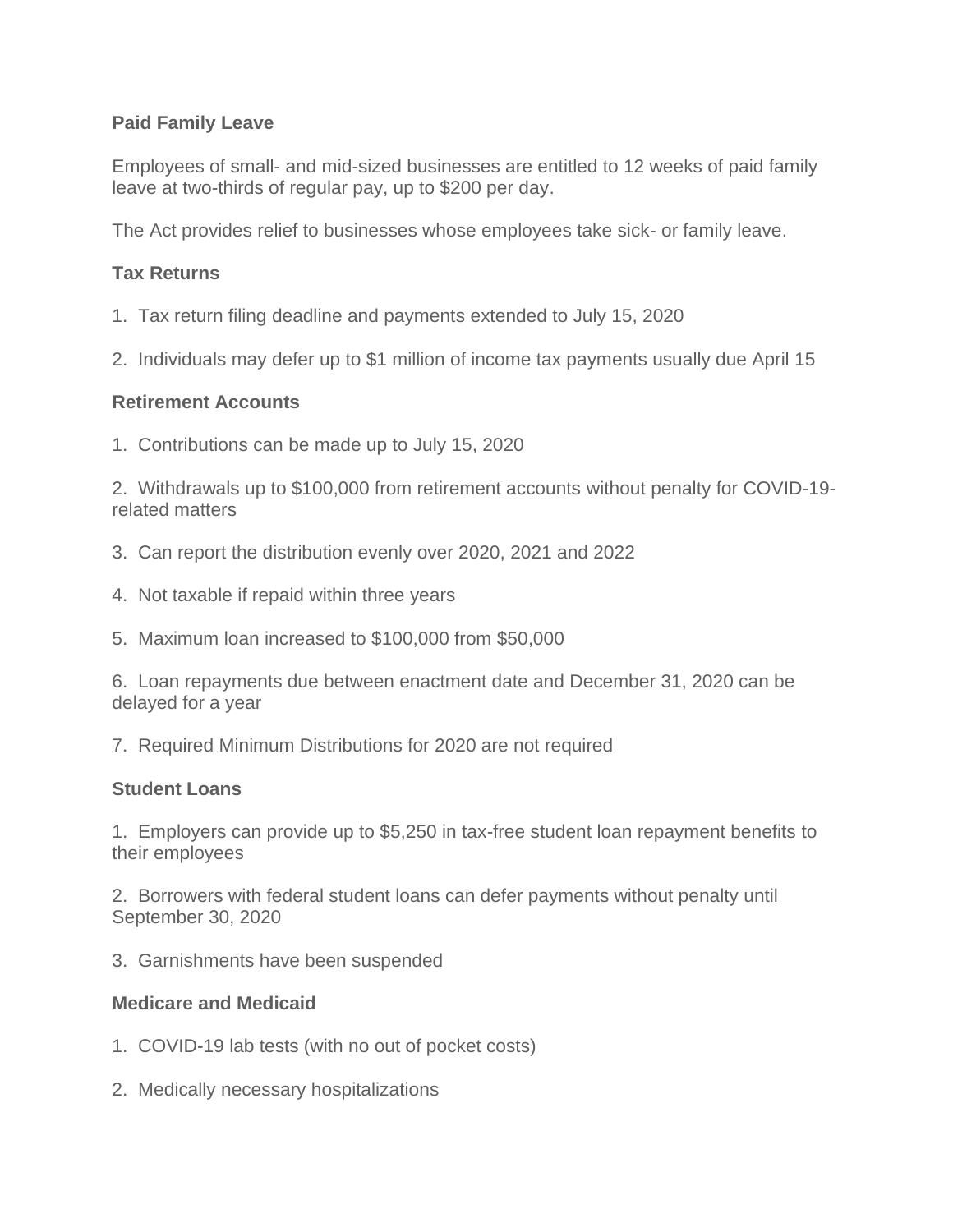**Paid Family Leave**

Employees of small- and mid-sized businesses are entitled to 12 weeks of paid family leave at two-thirds of regular pay, up to $200 per day.

The Act provides relief to businesses whose employees take sick- or family leave.

**Tax Returns**

1. Tax return filing deadline and payments extended to July 15, 2020

2. Individuals may defer up to $1 million of income tax payments usually due April 15

**Retirement Accounts**

1. Contributions can be made up to July 15, 2020

2. Withdrawals up to $100,000 from retirement accounts without penalty for COVID-19-related matters

3. Can report the distribution evenly over 2020, 2021 and 2022

4. Not taxable if repaid within three years

5. Maximum loan increased to $100,000 from $50,000

6. Loan repayments due between enactment date and December 31, 2020 can be delayed for a year

7. Required Minimum Distributions for 2020 are not required

**Student Loans**

1. Employers can provide up to $5,250 in tax-free student loan repayment benefits to their employees

2. Borrowers with federal student loans can defer payments without penalty until September 30, 2020

3. Garnishments have been suspended

**Medicare and Medicaid**

1. COVID-19 lab tests (with no out of pocket costs)

2. Medically necessary hospitalizations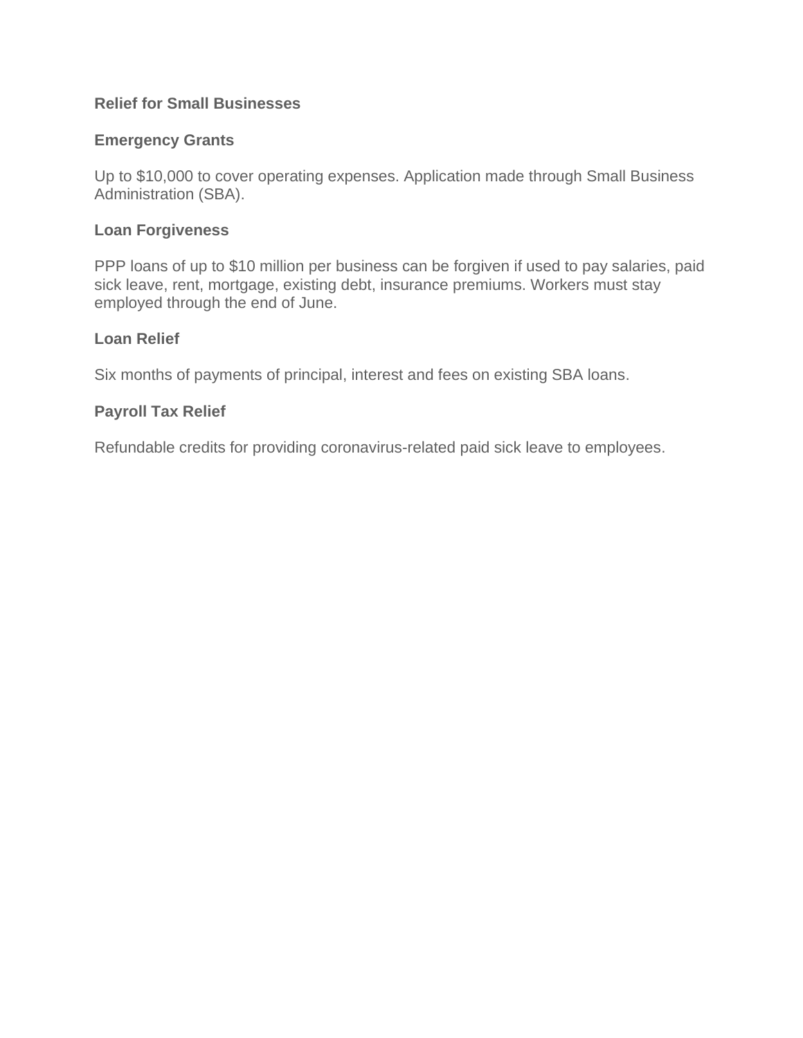## Relief for Small Businesses

### Emergency Grants

Up to $10,000 to cover operating expenses. Application made through Small Business Administration (SBA).

### Loan Forgiveness

PPP loans of up to $10 million per business can be forgiven if used to pay salaries, paid sick leave, rent, mortgage, existing debt, insurance premiums. Workers must stay employed through the end of June.

### Loan Relief

Six months of payments of principal, interest and fees on existing SBA loans.

### Payroll Tax Relief

Refundable credits for providing coronavirus-related paid sick leave to employees.